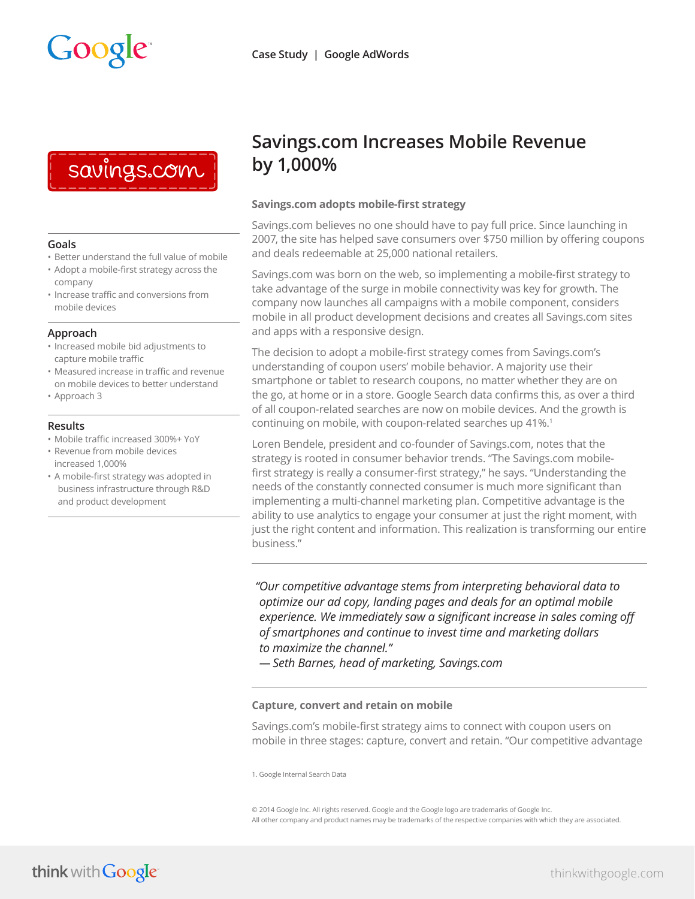Case Study | Google AdWords

# Savings.com Increases Mobile Revenue by 1,000%

### Goals

- Better understand the full value of mobile
- Adopt a mobile-first strategy across the company
- Increase traffic and conversions from mobile devices

### Approach

- Increased mobile bid adjustments to capture mobile traffic
- Measured increase in traffic and revenue on mobile devices to better understand
- Approach 3

### Results

- Mobile traffic increased 300%+ YoY
- Revenue from mobile devices increased 1,000%
- A mobile-first strategy was adopted in business infrastructure through R&D and product development

### Savings.com adopts mobile-first strategy

Savings.com believes no one should have to pay full price. Since launching in 2007, the site has helped save consumers over $750 million by offering coupons and deals redeemable at 25,000 national retailers.

Savings.com was born on the web, so implementing a mobile-first strategy to take advantage of the surge in mobile connectivity was key for growth. The company now launches all campaigns with a mobile component, considers mobile in all product development decisions and creates all Savings.com sites and apps with a responsive design.

The decision to adopt a mobile-first strategy comes from Savings.com's understanding of coupon users' mobile behavior. A majority use their smartphone or tablet to research coupons, no matter whether they are on the go, at home or in a store. Google Search data confirms this, as over a third of all coupon-related searches are now on mobile devices. And the growth is continuing on mobile, with coupon-related searches up 41%.[1]

Loren Bendele, president and co-founder of Savings.com, notes that the strategy is rooted in consumer behavior trends. "The Savings.com mobile-first strategy is really a consumer-first strategy," he says. "Understanding the needs of the constantly connected consumer is much more significant than implementing a multi-channel marketing plan. Competitive advantage is the ability to use analytics to engage your consumer at just the right moment, with just the right content and information. This realization is transforming our entire business."

> *"Our competitive advantage stems from interpreting behavioral data to optimize our ad copy, landing pages and deals for an optimal mobile experience. We immediately saw a significant increase in sales coming off of smartphones and continue to invest time and marketing dollars to maximize the channel."*
> *— Seth Barnes, head of marketing, Savings.com*

### Capture, convert and retain on mobile

Savings.com's mobile-first strategy aims to connect with coupon users on mobile in three stages: capture, convert and retain. "Our competitive advantage

1. Google Internal Search Data

© 2014 Google Inc. All rights reserved. Google and the Google logo are trademarks of Google Inc.
All other company and product names may be trademarks of the respective companies with which they are associated.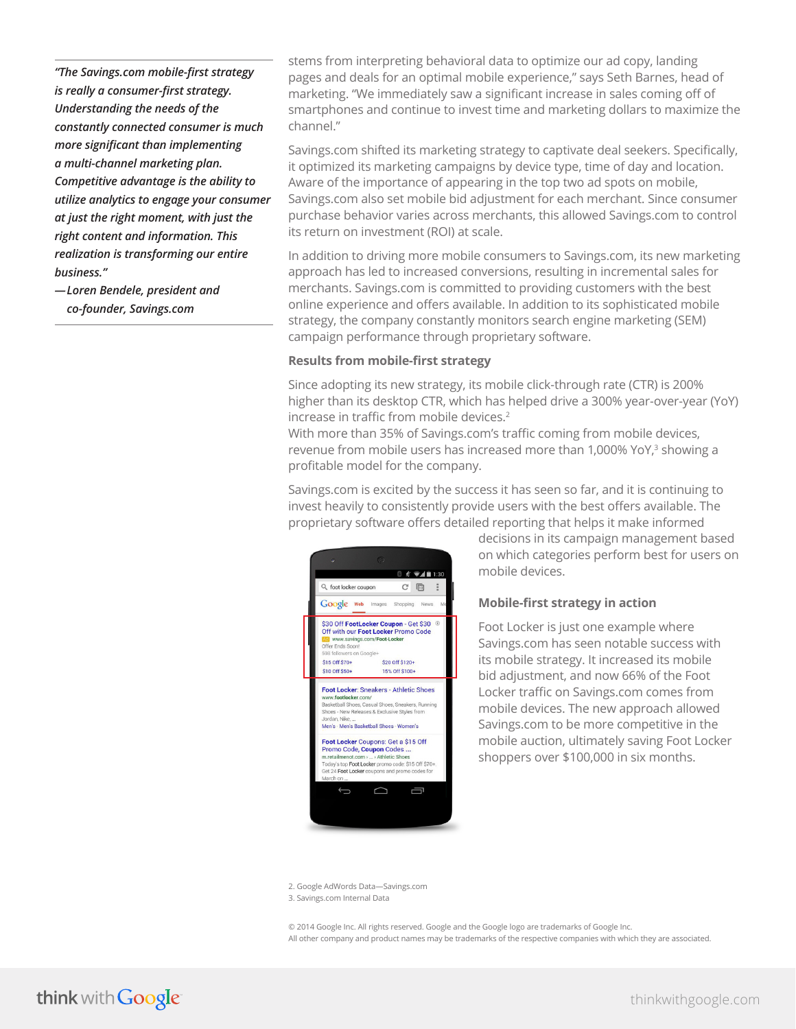*"The Savings.com mobile-first strategy is really a consumer-first strategy. Understanding the needs of the constantly connected consumer is much more significant than implementing a multi-channel marketing plan. Competitive advantage is the ability to utilize analytics to engage your consumer at just the right moment, with just the right content and information. This realization is transforming our entire business."*
*—Loren Bendele, president and co-founder, Savings.com*

stems from interpreting behavioral data to optimize our ad copy, landing pages and deals for an optimal mobile experience," says Seth Barnes, head of marketing. "We immediately saw a significant increase in sales coming off of smartphones and continue to invest time and marketing dollars to maximize the channel."

Savings.com shifted its marketing strategy to captivate deal seekers. Specifically, it optimized its marketing campaigns by device type, time of day and location. Aware of the importance of appearing in the top two ad spots on mobile, Savings.com also set mobile bid adjustment for each merchant. Since consumer purchase behavior varies across merchants, this allowed Savings.com to control its return on investment (ROI) at scale.

In addition to driving more mobile consumers to Savings.com, its new marketing approach has led to increased conversions, resulting in incremental sales for merchants. Savings.com is committed to providing customers with the best online experience and offers available. In addition to its sophisticated mobile strategy, the company constantly monitors search engine marketing (SEM) campaign performance through proprietary software.

### Results from mobile-first strategy

Since adopting its new strategy, its mobile click-through rate (CTR) is 200% higher than its desktop CTR, which has helped drive a 300% year-over-year (YoY) increase in traffic from mobile devices.[2]
With more than 35% of Savings.com's traffic coming from mobile devices, revenue from mobile users has increased more than 1,000% YoY,[3] showing a profitable model for the company.

Savings.com is excited by the success it has seen so far, and it is continuing to invest heavily to consistently provide users with the best offers available. The proprietary software offers detailed reporting that helps it make informed decisions in its campaign management based on which categories perform best for users on mobile devices.

### Mobile-first strategy in action

Foot Locker is just one example where Savings.com has seen notable success with its mobile strategy. It increased its mobile bid adjustment, and now 66% of the Foot Locker traffic on Savings.com comes from mobile devices. The new approach allowed Savings.com to be more competitive in the mobile auction, ultimately saving Foot Locker shoppers over $100,000 in six months.

2. Google AdWords Data—Savings.com
3. Savings.com Internal Data

© 2014 Google Inc. All rights reserved. Google and the Google logo are trademarks of Google Inc.
All other company and product names may be trademarks of the respective companies with which they are associated.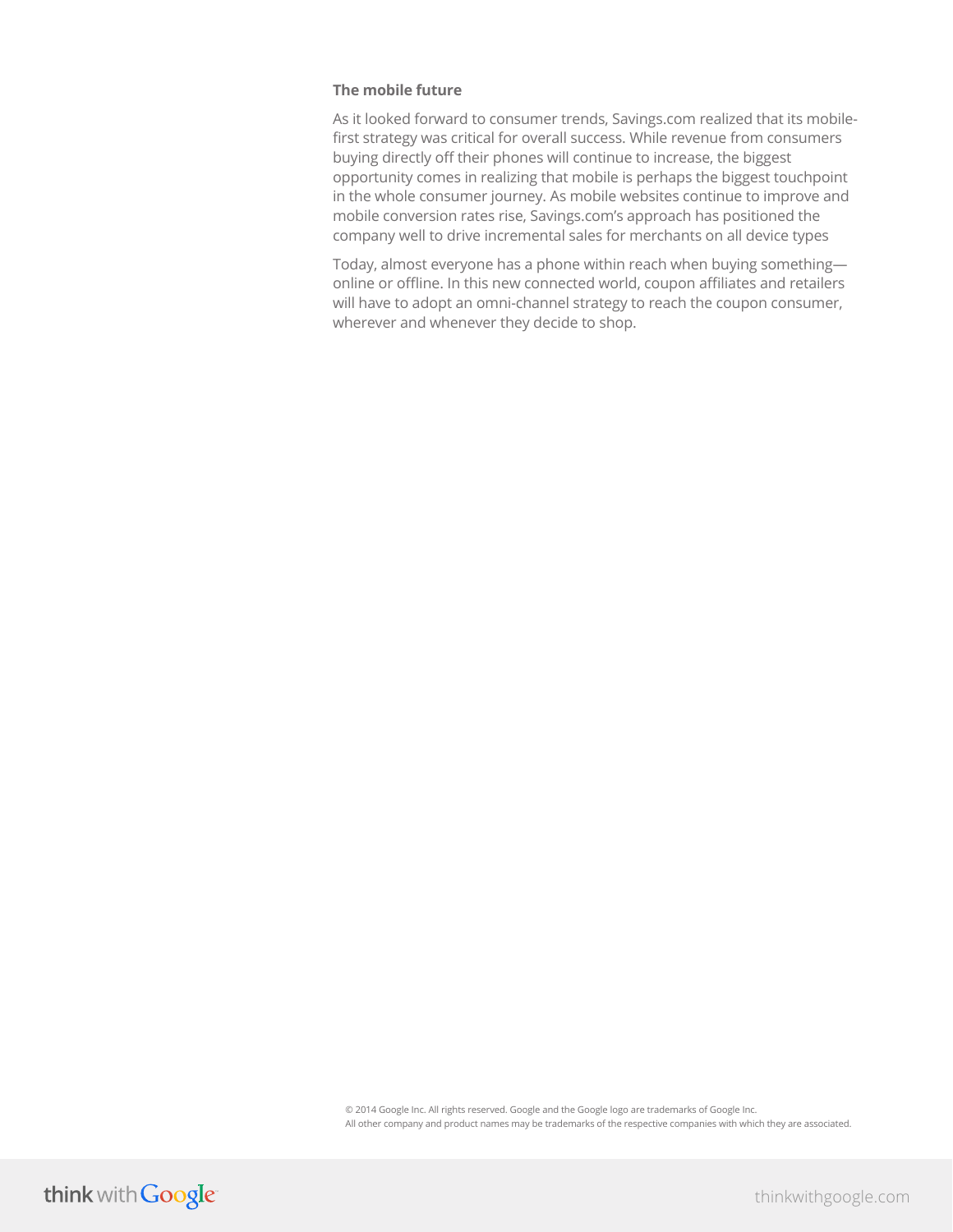**The mobile future**

As it looked forward to consumer trends, Savings.com realized that its mobile-first strategy was critical for overall success. While revenue from consumers buying directly off their phones will continue to increase, the biggest opportunity comes in realizing that mobile is perhaps the biggest touchpoint in the whole consumer journey. As mobile websites continue to improve and mobile conversion rates rise, Savings.com's approach has positioned the company well to drive incremental sales for merchants on all device types

Today, almost everyone has a phone within reach when buying something—online or offline. In this new connected world, coupon affiliates and retailers will have to adopt an omni-channel strategy to reach the coupon consumer, wherever and whenever they decide to shop.

© 2014 Google Inc. All rights reserved. Google and the Google logo are trademarks of Google Inc.
All other company and product names may be trademarks of the respective companies with which they are associated.